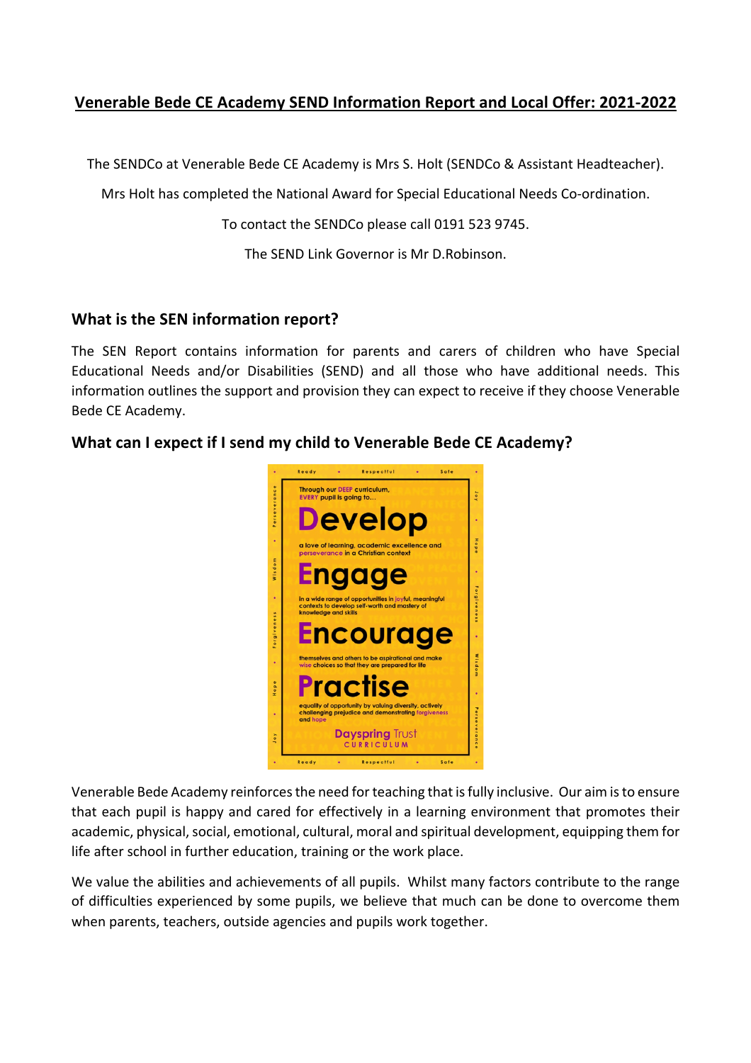# Venerable Bede CE Academy SEND Information Report and Local Offer: 2021-2022

The SENDCo at Venerable Bede CE Academy is Mrs S. Holt (SENDCo & Assistant Headteacher).

Mrs Holt has completed the National Award for Special Educational Needs Co-ordination.

To contact the SENDCo please call 0191 523 9745.

The SEND Link Governor is Mr D.Robinson.

## What is the SEN information report?

The SEN Report contains information for parents and carers of children who have Special Educational Needs and/or Disabilities (SEND) and all those who have additional needs. This information outlines the support and provision they can expect to receive if they choose Venerable Bede CE Academy.

## What can I expect if I send my child to Venerable Bede CE Academy?

Ready • Respectful • Safe

Through our DEEP curriculum, EVERY pupil is going to...

**Develop** a love of learning, academic excellence and perseverance in a Christian context

**Engage** in a wide range of opportunities in joyful, meaningful contexts to develop self-worth and mastery of knowledge and skills

**Encourage** themselves and others to be aspirational and make wise choices so that they are prepared for life

**Practise** equality of opportunity by valuing diversity, actively challenging prejudice and demonstrating forgiveness and hope

Dayspring Trust CURRICULUM

Venerable Bede Academy reinforces the need for teaching that is fully inclusive. Our aim is to ensure that each pupil is happy and cared for effectively in a learning environment that promotes their academic, physical, social, emotional, cultural, moral and spiritual development, equipping them for life after school in further education, training or the work place.

We value the abilities and achievements of all pupils. Whilst many factors contribute to the range of difficulties experienced by some pupils, we believe that much can be done to overcome them when parents, teachers, outside agencies and pupils work together.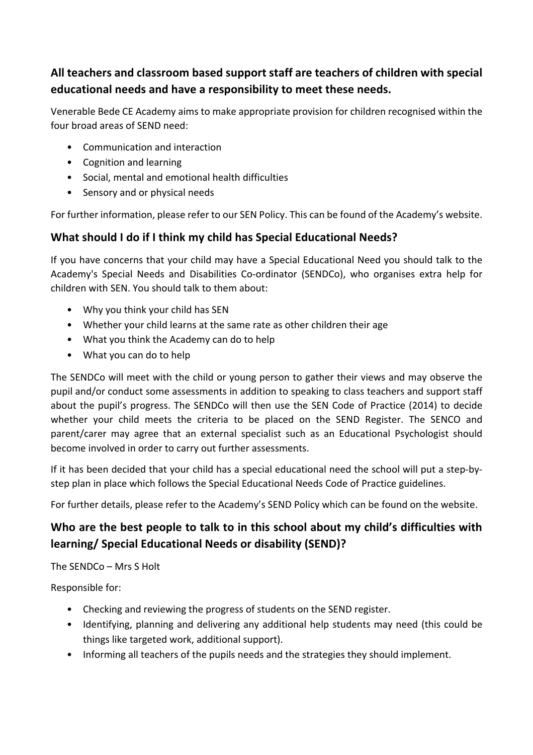## All teachers and classroom based support staff are teachers of children with special educational needs and have a responsibility to meet these needs.

Venerable Bede CE Academy aims to make appropriate provision for children recognised within the four broad areas of SEND need:

- Communication and interaction
- Cognition and learning
- Social, mental and emotional health difficulties
- Sensory and or physical needs

For further information, please refer to our SEN Policy. This can be found of the Academy's website.

## What should I do if I think my child has Special Educational Needs?

If you have concerns that your child may have a Special Educational Need you should talk to the Academy's Special Needs and Disabilities Co-ordinator (SENDCo), who organises extra help for children with SEN. You should talk to them about:

- Why you think your child has SEN
- Whether your child learns at the same rate as other children their age
- What you think the Academy can do to help
- What you can do to help

The SENDCo will meet with the child or young person to gather their views and may observe the pupil and/or conduct some assessments in addition to speaking to class teachers and support staff about the pupil's progress. The SENDCo will then use the SEN Code of Practice (2014) to decide whether your child meets the criteria to be placed on the SEND Register. The SENCO and parent/carer may agree that an external specialist such as an Educational Psychologist should become involved in order to carry out further assessments.

If it has been decided that your child has a special educational need the school will put a step-by-step plan in place which follows the Special Educational Needs Code of Practice guidelines.

For further details, please refer to the Academy's SEND Policy which can be found on the website.

## Who are the best people to talk to in this school about my child's difficulties with learning/ Special Educational Needs or disability (SEND)?

The SENDCo – Mrs S Holt

Responsible for:

- Checking and reviewing the progress of students on the SEND register.
- Identifying, planning and delivering any additional help students may need (this could be things like targeted work, additional support).
- Informing all teachers of the pupils needs and the strategies they should implement.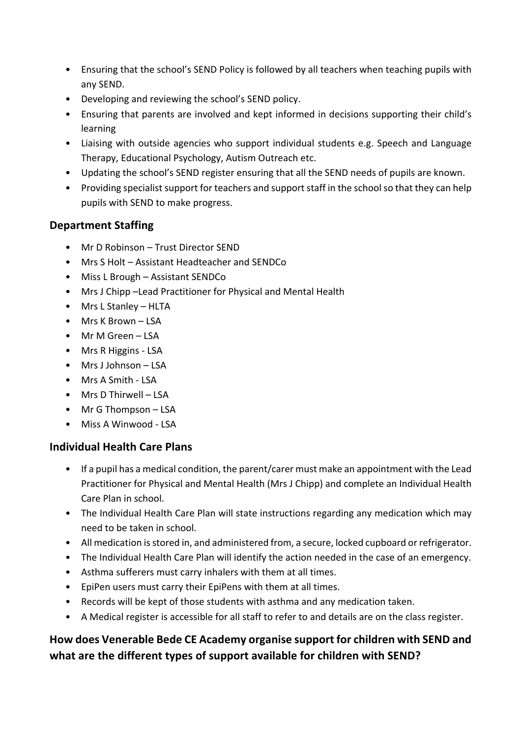- Ensuring that the school's SEND Policy is followed by all teachers when teaching pupils with any SEND.
- Developing and reviewing the school's SEND policy.
- Ensuring that parents are involved and kept informed in decisions supporting their child's learning
- Liaising with outside agencies who support individual students e.g. Speech and Language Therapy, Educational Psychology, Autism Outreach etc.
- Updating the school's SEND register ensuring that all the SEND needs of pupils are known.
- Providing specialist support for teachers and support staff in the school so that they can help pupils with SEND to make progress.

### Department Staffing

- Mr D Robinson – Trust Director SEND
- Mrs S Holt – Assistant Headteacher and SENDCo
- Miss L Brough – Assistant SENDCo
- Mrs J Chipp –Lead Practitioner for Physical and Mental Health
- Mrs L Stanley – HLTA
- Mrs K Brown – LSA
- Mr M Green – LSA
- Mrs R Higgins - LSA
- Mrs J Johnson – LSA
- Mrs A Smith - LSA
- Mrs D Thirwell – LSA
- Mr G Thompson – LSA
- Miss A Winwood - LSA

### Individual Health Care Plans

- If a pupil has a medical condition, the parent/carer must make an appointment with the Lead Practitioner for Physical and Mental Health (Mrs J Chipp) and complete an Individual Health Care Plan in school.
- The Individual Health Care Plan will state instructions regarding any medication which may need to be taken in school.
- All medication is stored in, and administered from, a secure, locked cupboard or refrigerator.
- The Individual Health Care Plan will identify the action needed in the case of an emergency.
- Asthma sufferers must carry inhalers with them at all times.
- EpiPen users must carry their EpiPens with them at all times.
- Records will be kept of those students with asthma and any medication taken.
- A Medical register is accessible for all staff to refer to and details are on the class register.

## How does Venerable Bede CE Academy organise support for children with SEND and what are the different types of support available for children with SEND?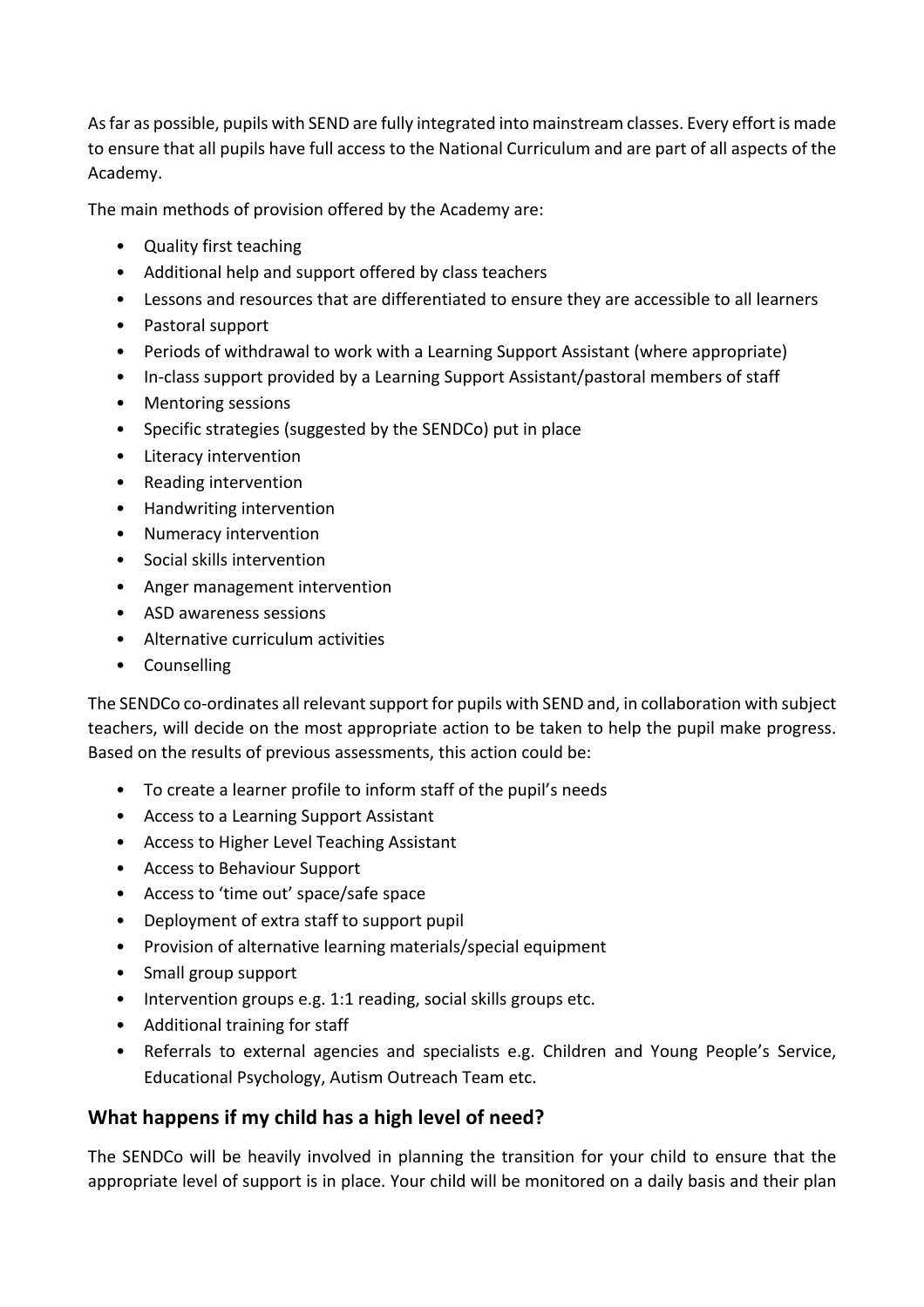As far as possible, pupils with SEND are fully integrated into mainstream classes. Every effort is made to ensure that all pupils have full access to the National Curriculum and are part of all aspects of the Academy.

The main methods of provision offered by the Academy are:

- Quality first teaching
- Additional help and support offered by class teachers
- Lessons and resources that are differentiated to ensure they are accessible to all learners
- Pastoral support
- Periods of withdrawal to work with a Learning Support Assistant (where appropriate)
- In-class support provided by a Learning Support Assistant/pastoral members of staff
- Mentoring sessions
- Specific strategies (suggested by the SENDCo) put in place
- Literacy intervention
- Reading intervention
- Handwriting intervention
- Numeracy intervention
- Social skills intervention
- Anger management intervention
- ASD awareness sessions
- Alternative curriculum activities
- Counselling

The SENDCo co-ordinates all relevant support for pupils with SEND and, in collaboration with subject teachers, will decide on the most appropriate action to be taken to help the pupil make progress. Based on the results of previous assessments, this action could be:

- To create a learner profile to inform staff of the pupil's needs
- Access to a Learning Support Assistant
- Access to Higher Level Teaching Assistant
- Access to Behaviour Support
- Access to 'time out' space/safe space
- Deployment of extra staff to support pupil
- Provision of alternative learning materials/special equipment
- Small group support
- Intervention groups e.g. 1:1 reading, social skills groups etc.
- Additional training for staff
- Referrals to external agencies and specialists e.g. Children and Young People's Service, Educational Psychology, Autism Outreach Team etc.

## What happens if my child has a high level of need?

The SENDCo will be heavily involved in planning the transition for your child to ensure that the appropriate level of support is in place. Your child will be monitored on a daily basis and their plan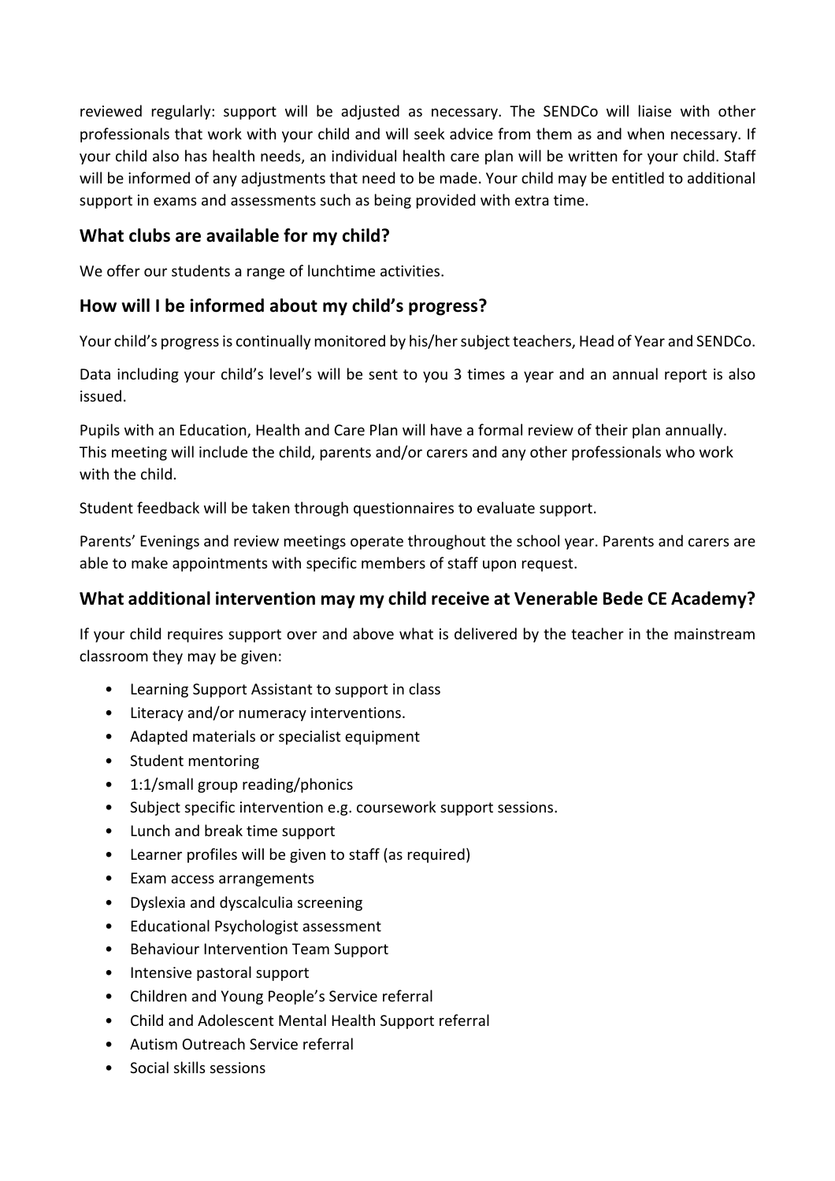reviewed regularly: support will be adjusted as necessary. The SENDCo will liaise with other professionals that work with your child and will seek advice from them as and when necessary. If your child also has health needs, an individual health care plan will be written for your child. Staff will be informed of any adjustments that need to be made. Your child may be entitled to additional support in exams and assessments such as being provided with extra time.

## What clubs are available for my child?

We offer our students a range of lunchtime activities.

## How will I be informed about my child's progress?

Your child's progress is continually monitored by his/her subject teachers, Head of Year and SENDCo.

Data including your child's level's will be sent to you 3 times a year and an annual report is also issued.

Pupils with an Education, Health and Care Plan will have a formal review of their plan annually. This meeting will include the child, parents and/or carers and any other professionals who work with the child.

Student feedback will be taken through questionnaires to evaluate support.

Parents' Evenings and review meetings operate throughout the school year. Parents and carers are able to make appointments with specific members of staff upon request.

## What additional intervention may my child receive at Venerable Bede CE Academy?

If your child requires support over and above what is delivered by the teacher in the mainstream classroom they may be given:

- Learning Support Assistant to support in class
- Literacy and/or numeracy interventions.
- Adapted materials or specialist equipment
- Student mentoring
- 1:1/small group reading/phonics
- Subject specific intervention e.g. coursework support sessions.
- Lunch and break time support
- Learner profiles will be given to staff (as required)
- Exam access arrangements
- Dyslexia and dyscalculia screening
- Educational Psychologist assessment
- Behaviour Intervention Team Support
- Intensive pastoral support
- Children and Young People's Service referral
- Child and Adolescent Mental Health Support referral
- Autism Outreach Service referral
- Social skills sessions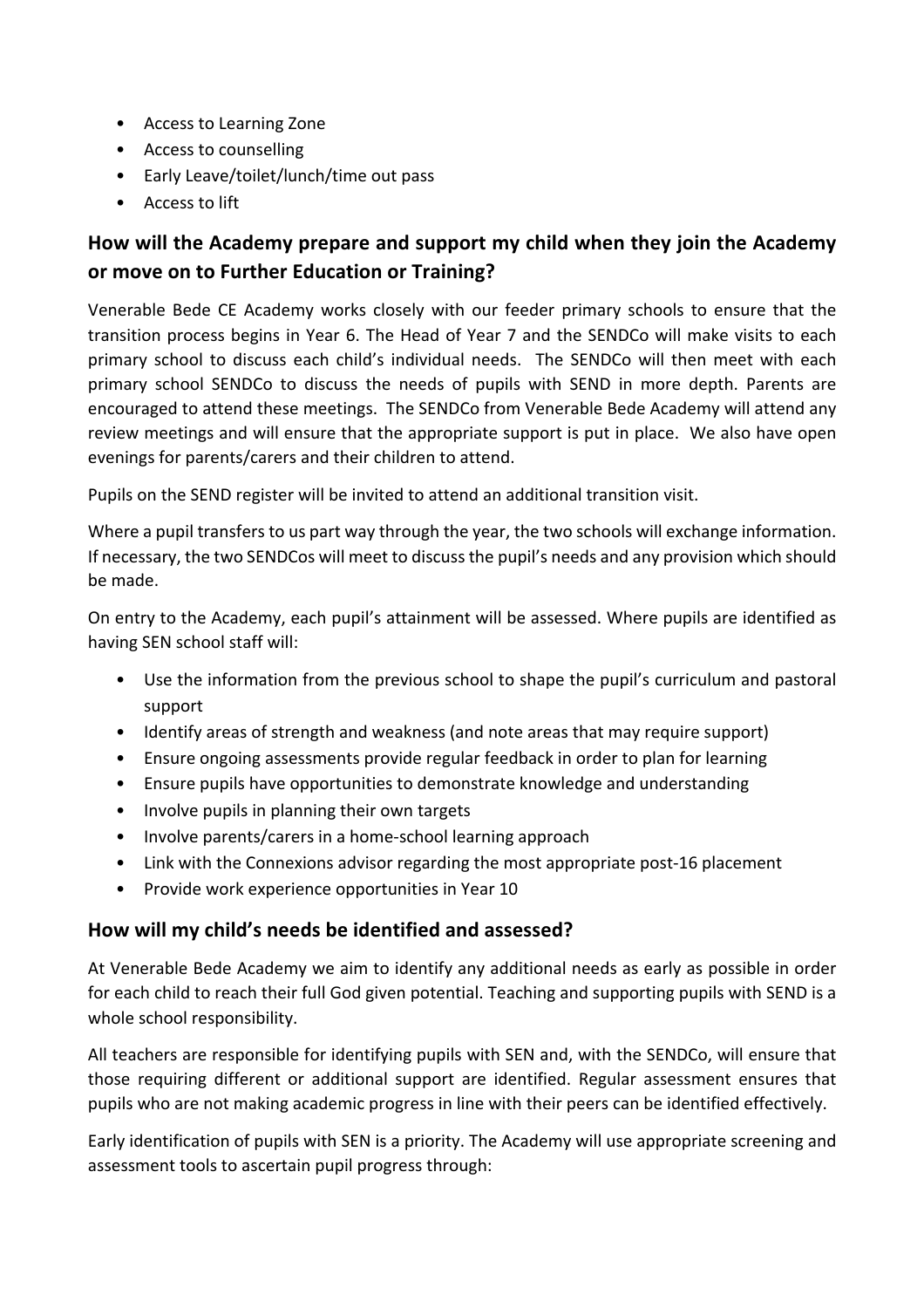- Access to Learning Zone
- Access to counselling
- Early Leave/toilet/lunch/time out pass
- Access to lift

## How will the Academy prepare and support my child when they join the Academy or move on to Further Education or Training?

Venerable Bede CE Academy works closely with our feeder primary schools to ensure that the transition process begins in Year 6. The Head of Year 7 and the SENDCo will make visits to each primary school to discuss each child's individual needs. The SENDCo will then meet with each primary school SENDCo to discuss the needs of pupils with SEND in more depth. Parents are encouraged to attend these meetings. The SENDCo from Venerable Bede Academy will attend any review meetings and will ensure that the appropriate support is put in place. We also have open evenings for parents/carers and their children to attend.

Pupils on the SEND register will be invited to attend an additional transition visit.

Where a pupil transfers to us part way through the year, the two schools will exchange information. If necessary, the two SENDCos will meet to discuss the pupil's needs and any provision which should be made.

On entry to the Academy, each pupil's attainment will be assessed. Where pupils are identified as having SEN school staff will:

- Use the information from the previous school to shape the pupil's curriculum and pastoral support
- Identify areas of strength and weakness (and note areas that may require support)
- Ensure ongoing assessments provide regular feedback in order to plan for learning
- Ensure pupils have opportunities to demonstrate knowledge and understanding
- Involve pupils in planning their own targets
- Involve parents/carers in a home-school learning approach
- Link with the Connexions advisor regarding the most appropriate post-16 placement
- Provide work experience opportunities in Year 10

## How will my child's needs be identified and assessed?

At Venerable Bede Academy we aim to identify any additional needs as early as possible in order for each child to reach their full God given potential. Teaching and supporting pupils with SEND is a whole school responsibility.

All teachers are responsible for identifying pupils with SEN and, with the SENDCo, will ensure that those requiring different or additional support are identified. Regular assessment ensures that pupils who are not making academic progress in line with their peers can be identified effectively.

Early identification of pupils with SEN is a priority. The Academy will use appropriate screening and assessment tools to ascertain pupil progress through: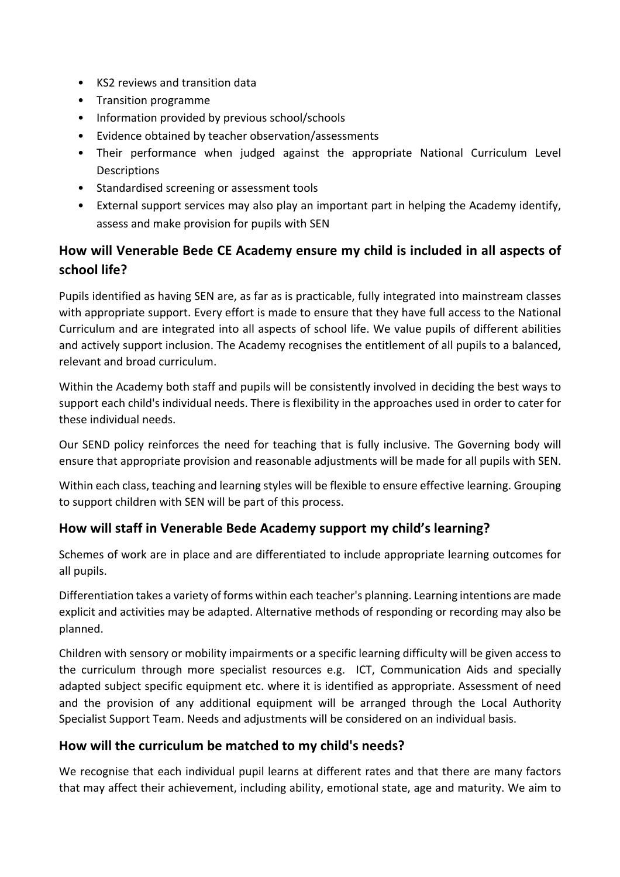- KS2 reviews and transition data
- Transition programme
- Information provided by previous school/schools
- Evidence obtained by teacher observation/assessments
- Their performance when judged against the appropriate National Curriculum Level Descriptions
- Standardised screening or assessment tools
- External support services may also play an important part in helping the Academy identify, assess and make provision for pupils with SEN

## How will Venerable Bede CE Academy ensure my child is included in all aspects of school life?

Pupils identified as having SEN are, as far as is practicable, fully integrated into mainstream classes with appropriate support. Every effort is made to ensure that they have full access to the National Curriculum and are integrated into all aspects of school life. We value pupils of different abilities and actively support inclusion. The Academy recognises the entitlement of all pupils to a balanced, relevant and broad curriculum.

Within the Academy both staff and pupils will be consistently involved in deciding the best ways to support each child's individual needs. There is flexibility in the approaches used in order to cater for these individual needs.

Our SEND policy reinforces the need for teaching that is fully inclusive. The Governing body will ensure that appropriate provision and reasonable adjustments will be made for all pupils with SEN.

Within each class, teaching and learning styles will be flexible to ensure effective learning. Grouping to support children with SEN will be part of this process.

## How will staff in Venerable Bede Academy support my child's learning?

Schemes of work are in place and are differentiated to include appropriate learning outcomes for all pupils.

Differentiation takes a variety of forms within each teacher's planning. Learning intentions are made explicit and activities may be adapted. Alternative methods of responding or recording may also be planned.

Children with sensory or mobility impairments or a specific learning difficulty will be given access to the curriculum through more specialist resources e.g. ICT, Communication Aids and specially adapted subject specific equipment etc. where it is identified as appropriate. Assessment of need and the provision of any additional equipment will be arranged through the Local Authority Specialist Support Team. Needs and adjustments will be considered on an individual basis.

## How will the curriculum be matched to my child's needs?

We recognise that each individual pupil learns at different rates and that there are many factors that may affect their achievement, including ability, emotional state, age and maturity. We aim to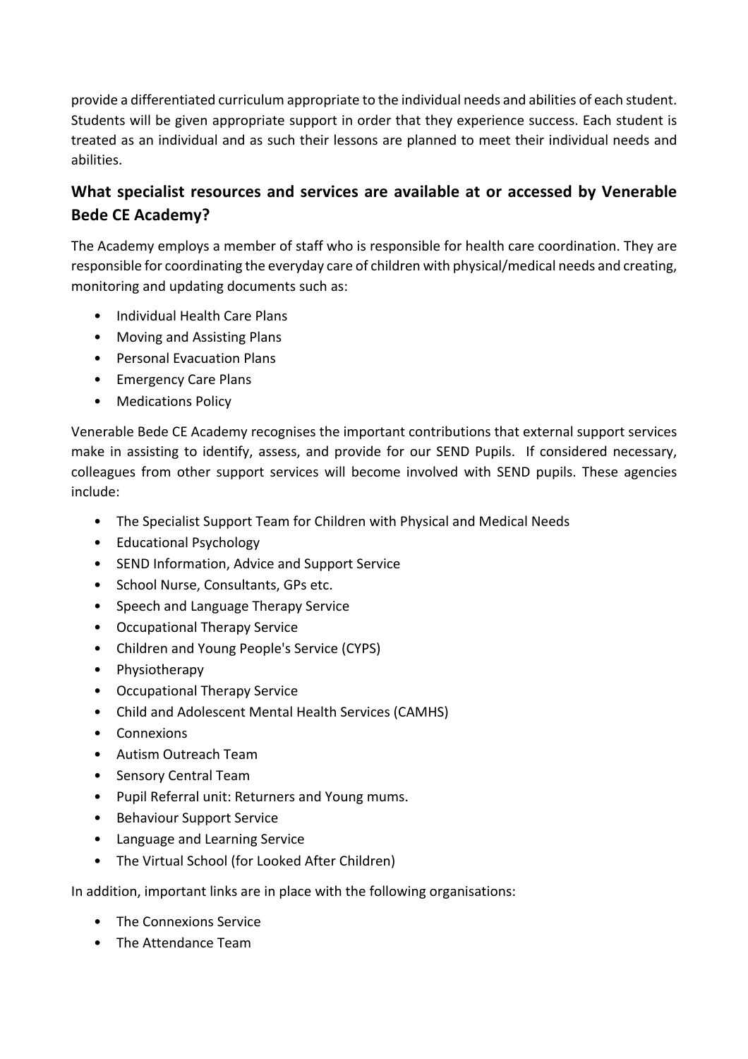provide a differentiated curriculum appropriate to the individual needs and abilities of each student. Students will be given appropriate support in order that they experience success. Each student is treated as an individual and as such their lessons are planned to meet their individual needs and abilities.

## What specialist resources and services are available at or accessed by Venerable Bede CE Academy?

The Academy employs a member of staff who is responsible for health care coordination. They are responsible for coordinating the everyday care of children with physical/medical needs and creating, monitoring and updating documents such as:

- Individual Health Care Plans
- Moving and Assisting Plans
- Personal Evacuation Plans
- Emergency Care Plans
- Medications Policy

Venerable Bede CE Academy recognises the important contributions that external support services make in assisting to identify, assess, and provide for our SEND Pupils. If considered necessary, colleagues from other support services will become involved with SEND pupils. These agencies include:

- The Specialist Support Team for Children with Physical and Medical Needs
- Educational Psychology
- SEND Information, Advice and Support Service
- School Nurse, Consultants, GPs etc.
- Speech and Language Therapy Service
- Occupational Therapy Service
- Children and Young People's Service (CYPS)
- Physiotherapy
- Occupational Therapy Service
- Child and Adolescent Mental Health Services (CAMHS)
- Connexions
- Autism Outreach Team
- Sensory Central Team
- Pupil Referral unit: Returners and Young mums.
- Behaviour Support Service
- Language and Learning Service
- The Virtual School (for Looked After Children)

In addition, important links are in place with the following organisations:

- The Connexions Service
- The Attendance Team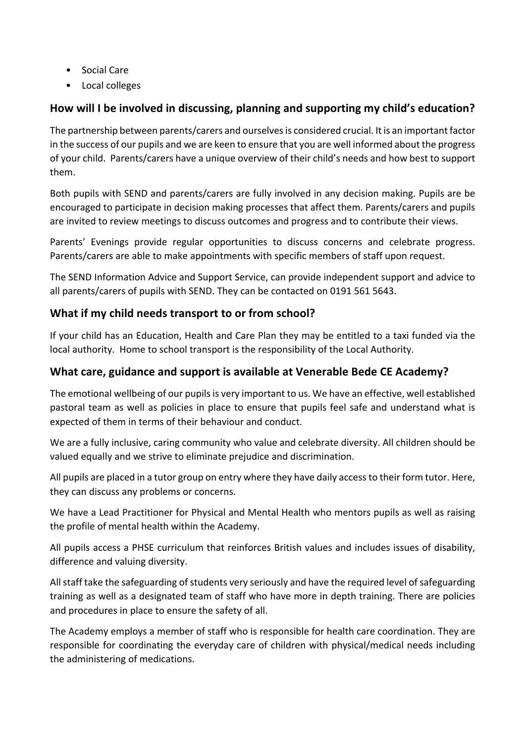- Social Care
- Local colleges

## How will I be involved in discussing, planning and supporting my child's education?

The partnership between parents/carers and ourselves is considered crucial. It is an important factor in the success of our pupils and we are keen to ensure that you are well informed about the progress of your child. Parents/carers have a unique overview of their child's needs and how best to support them.

Both pupils with SEND and parents/carers are fully involved in any decision making. Pupils are be encouraged to participate in decision making processes that affect them. Parents/carers and pupils are invited to review meetings to discuss outcomes and progress and to contribute their views.

Parents' Evenings provide regular opportunities to discuss concerns and celebrate progress. Parents/carers are able to make appointments with specific members of staff upon request.

The SEND Information Advice and Support Service, can provide independent support and advice to all parents/carers of pupils with SEND. They can be contacted on 0191 561 5643.

## What if my child needs transport to or from school?

If your child has an Education, Health and Care Plan they may be entitled to a taxi funded via the local authority. Home to school transport is the responsibility of the Local Authority.

## What care, guidance and support is available at Venerable Bede CE Academy?

The emotional wellbeing of our pupils is very important to us. We have an effective, well established pastoral team as well as policies in place to ensure that pupils feel safe and understand what is expected of them in terms of their behaviour and conduct.

We are a fully inclusive, caring community who value and celebrate diversity. All children should be valued equally and we strive to eliminate prejudice and discrimination.

All pupils are placed in a tutor group on entry where they have daily access to their form tutor. Here, they can discuss any problems or concerns.

We have a Lead Practitioner for Physical and Mental Health who mentors pupils as well as raising the profile of mental health within the Academy.

All pupils access a PHSE curriculum that reinforces British values and includes issues of disability, difference and valuing diversity.

All staff take the safeguarding of students very seriously and have the required level of safeguarding training as well as a designated team of staff who have more in depth training. There are policies and procedures in place to ensure the safety of all.

The Academy employs a member of staff who is responsible for health care coordination. They are responsible for coordinating the everyday care of children with physical/medical needs including the administering of medications.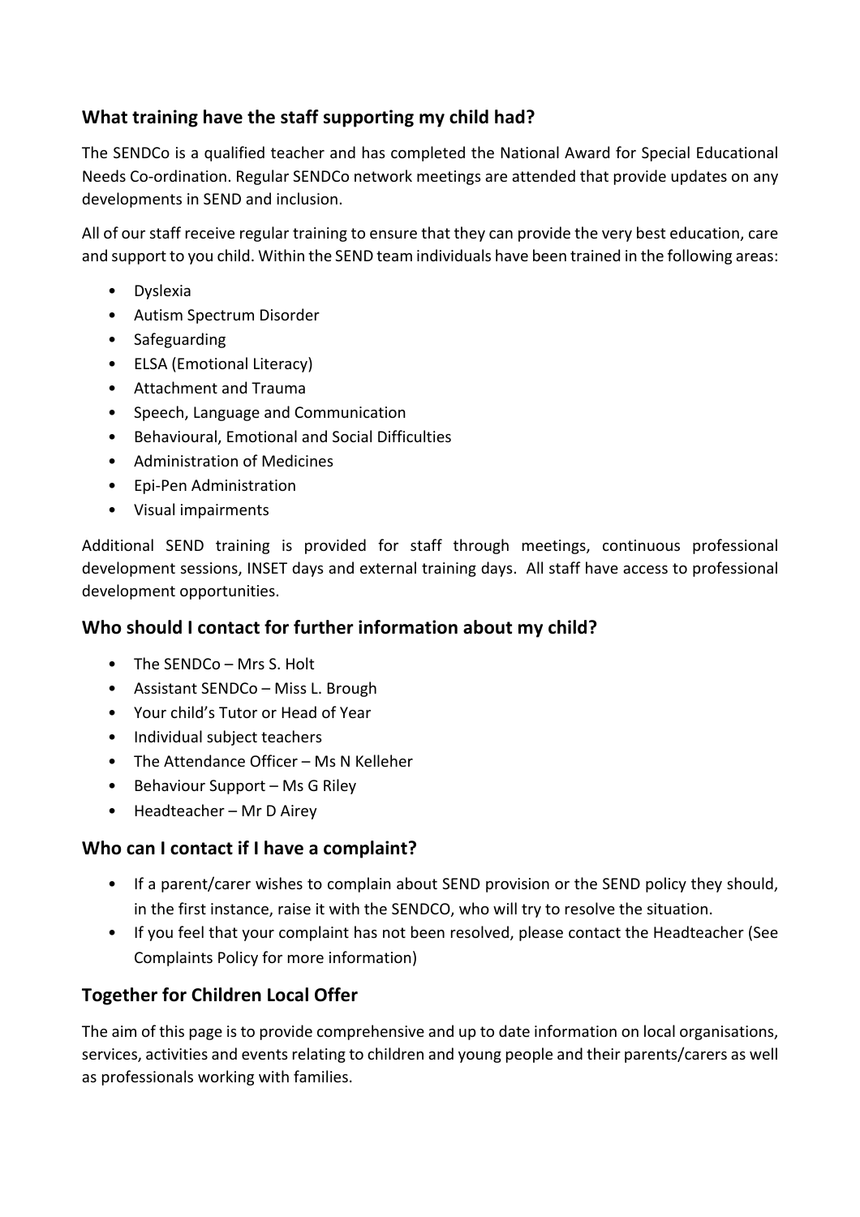## What training have the staff supporting my child had?

The SENDCo is a qualified teacher and has completed the National Award for Special Educational Needs Co-ordination. Regular SENDCo network meetings are attended that provide updates on any developments in SEND and inclusion.

All of our staff receive regular training to ensure that they can provide the very best education, care and support to you child. Within the SEND team individuals have been trained in the following areas:

- Dyslexia
- Autism Spectrum Disorder
- Safeguarding
- ELSA (Emotional Literacy)
- Attachment and Trauma
- Speech, Language and Communication
- Behavioural, Emotional and Social Difficulties
- Administration of Medicines
- Epi-Pen Administration
- Visual impairments

Additional SEND training is provided for staff through meetings, continuous professional development sessions, INSET days and external training days. All staff have access to professional development opportunities.

## Who should I contact for further information about my child?

- The SENDCo – Mrs S. Holt
- Assistant SENDCo – Miss L. Brough
- Your child's Tutor or Head of Year
- Individual subject teachers
- The Attendance Officer – Ms N Kelleher
- Behaviour Support – Ms G Riley
- Headteacher – Mr D Airey

## Who can I contact if I have a complaint?

- If a parent/carer wishes to complain about SEND provision or the SEND policy they should, in the first instance, raise it with the SENDCO, who will try to resolve the situation.
- If you feel that your complaint has not been resolved, please contact the Headteacher (See Complaints Policy for more information)

## Together for Children Local Offer

The aim of this page is to provide comprehensive and up to date information on local organisations, services, activities and events relating to children and young people and their parents/carers as well as professionals working with families.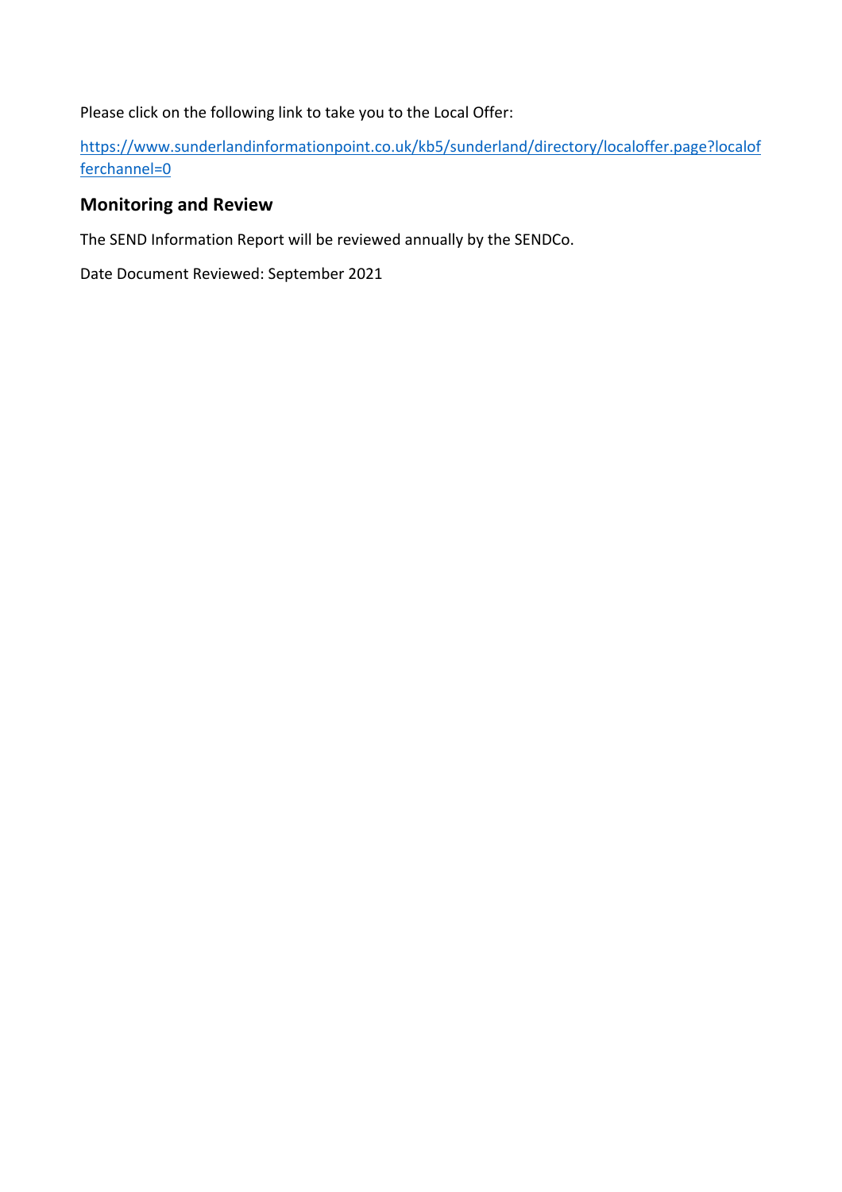Please click on the following link to take you to the Local Offer:

[https://www.sunderlandinformationpoint.co.uk/kb5/sunderland/directory/localoffer.page?localofferchannel=0](https://www.sunderlandinformationpoint.co.uk/kb5/sunderland/directory/localoffer.page?localofferchannel=0)

## Monitoring and Review

The SEND Information Report will be reviewed annually by the SENDCo.

Date Document Reviewed: September 2021